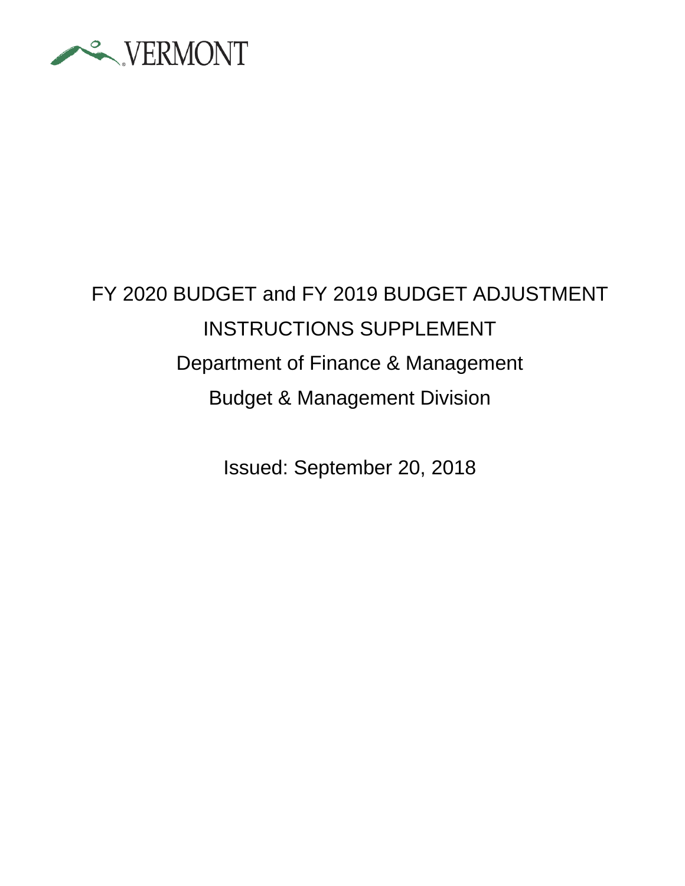VERMONT

# FY 2020 BUDGET and FY 2019 BUDGET ADJUSTMENT

## INSTRUCTIONS SUPPLEMENT

Department of Finance & Management

Budget & Management Division

Issued: September 20, 2018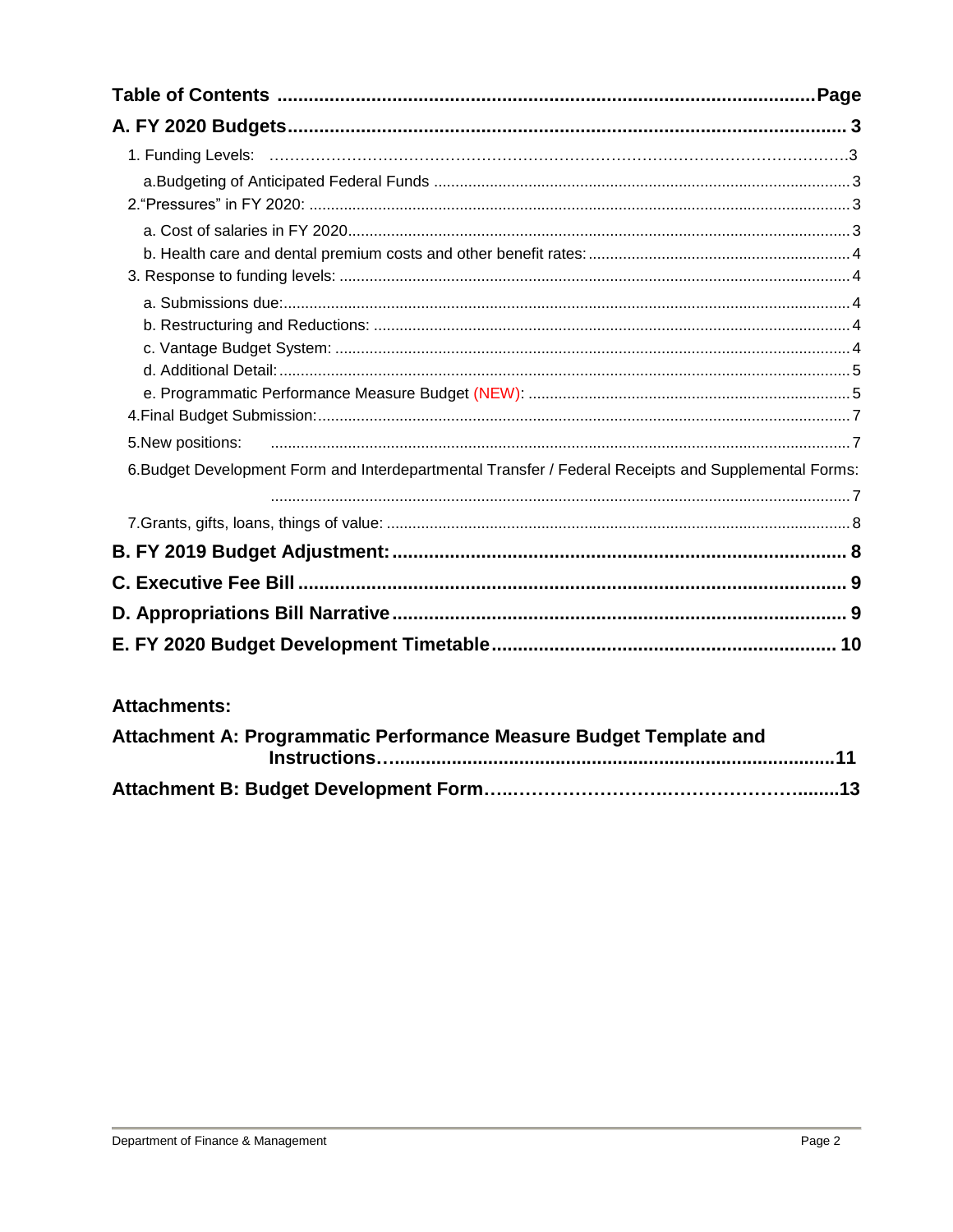# Table of Contents

| | Page |
|---|---|
| **A. FY 2020 Budgets** | **3** |
| 1. Funding Levels: | 3 |
| a. Budgeting of Anticipated Federal Funds | 3 |
| 2. "Pressures" in FY 2020: | 3 |
| a. Cost of salaries in FY 2020 | 3 |
| b. Health care and dental premium costs and other benefit rates: | 4 |
| 3. Response to funding levels: | 4 |
| a. Submissions due: | 4 |
| b. Restructuring and Reductions: | 4 |
| c. Vantage Budget System: | 4 |
| d. Additional Detail: | 5 |
| e. Programmatic Performance Measure Budget (NEW): | 5 |
| 4. Final Budget Submission: | 7 |
| 5. New positions: | 7 |
| 6. Budget Development Form and Interdepartmental Transfer / Federal Receipts and Supplemental Forms: | 7 |
| 7. Grants, gifts, loans, things of value: | 8 |
| **B. FY 2019 Budget Adjustment:** | **8** |
| **C. Executive Fee Bill** | **9** |
| **D. Appropriations Bill Narrative** | **9** |
| **E. FY 2020 Budget Development Timetable** | **10** |

**Attachments:**

| | |
|---|---|
| **Attachment A: Programmatic Performance Measure Budget Template and Instructions** | **11** |
| **Attachment B: Budget Development Form** | **13** |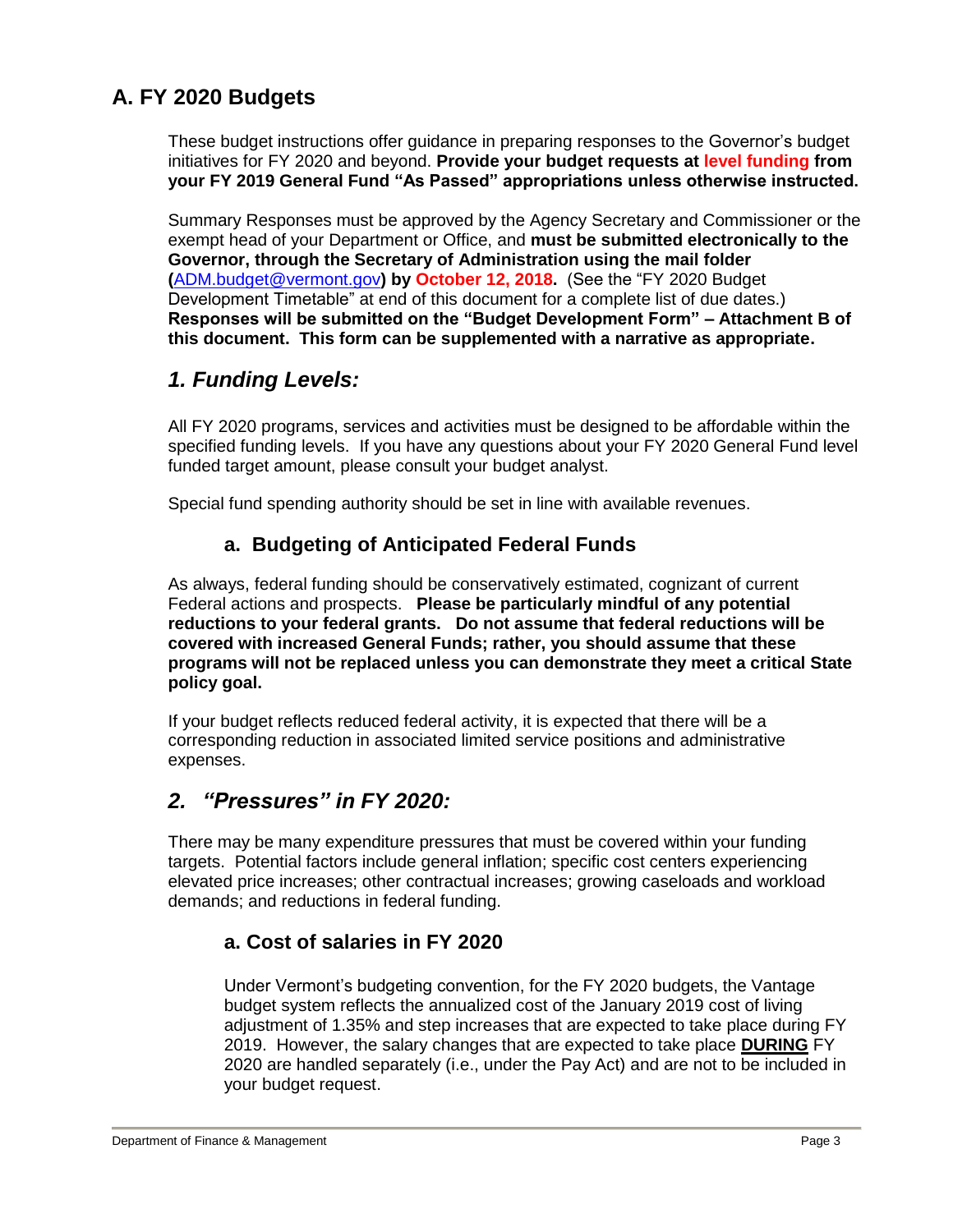## A. FY 2020 Budgets

These budget instructions offer guidance in preparing responses to the Governor's budget initiatives for FY 2020 and beyond. **Provide your budget requests at level funding from your FY 2019 General Fund "As Passed" appropriations unless otherwise instructed.**

Summary Responses must be approved by the Agency Secretary and Commissioner or the exempt head of your Department or Office, and **must be submitted electronically to the Governor, through the Secretary of Administration using the mail folder (**ADM.budget@vermont.gov**) by October 12, 2018.** (See the "FY 2020 Budget Development Timetable" at end of this document for a complete list of due dates.) **Responses will be submitted on the "Budget Development Form" – Attachment B of this document. This form can be supplemented with a narrative as appropriate.**

### *1. Funding Levels:*

All FY 2020 programs, services and activities must be designed to be affordable within the specified funding levels. If you have any questions about your FY 2020 General Fund level funded target amount, please consult your budget analyst.

Special fund spending authority should be set in line with available revenues.

#### a. Budgeting of Anticipated Federal Funds

As always, federal funding should be conservatively estimated, cognizant of current Federal actions and prospects. **Please be particularly mindful of any potential reductions to your federal grants. Do not assume that federal reductions will be covered with increased General Funds; rather, you should assume that these programs will not be replaced unless you can demonstrate they meet a critical State policy goal.**

If your budget reflects reduced federal activity, it is expected that there will be a corresponding reduction in associated limited service positions and administrative expenses.

### *2. "Pressures" in FY 2020:*

There may be many expenditure pressures that must be covered within your funding targets. Potential factors include general inflation; specific cost centers experiencing elevated price increases; other contractual increases; growing caseloads and workload demands; and reductions in federal funding.

#### a. Cost of salaries in FY 2020

Under Vermont's budgeting convention, for the FY 2020 budgets, the Vantage budget system reflects the annualized cost of the January 2019 cost of living adjustment of 1.35% and step increases that are expected to take place during FY 2019. However, the salary changes that are expected to take place **DURING** FY 2020 are handled separately (i.e., under the Pay Act) and are not to be included in your budget request.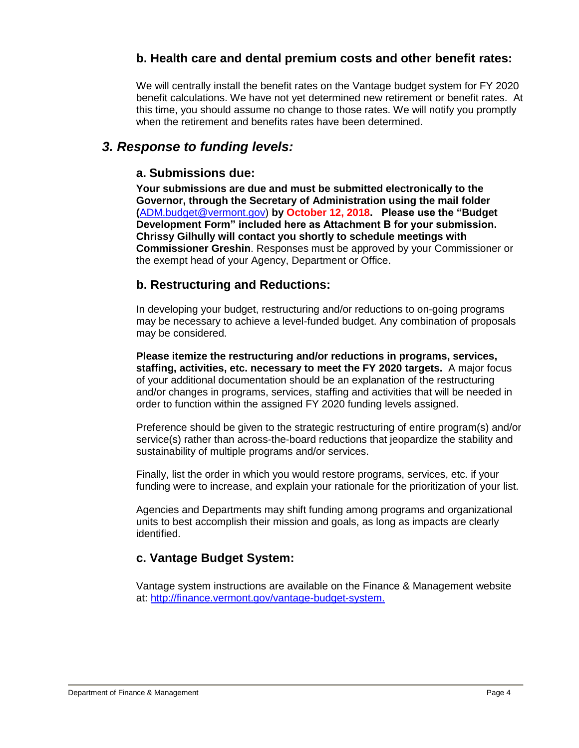### b. Health care and dental premium costs and other benefit rates:

We will centrally install the benefit rates on the Vantage budget system for FY 2020 benefit calculations. We have not yet determined new retirement or benefit rates. At this time, you should assume no change to those rates. We will notify you promptly when the retirement and benefits rates have been determined.

## *3. Response to funding levels:*

### a. Submissions due:

**Your submissions are due and must be submitted electronically to the Governor, through the Secretary of Administration using the mail folder (**ADM.budget@vermont.gov**) by October 12, 2018. Please use the "Budget Development Form" included here as Attachment B for your submission. Chrissy Gilhully will contact you shortly to schedule meetings with Commissioner Greshin**. Responses must be approved by your Commissioner or the exempt head of your Agency, Department or Office.

### b. Restructuring and Reductions:

In developing your budget, restructuring and/or reductions to on-going programs may be necessary to achieve a level-funded budget. Any combination of proposals may be considered.

**Please itemize the restructuring and/or reductions in programs, services, staffing, activities, etc. necessary to meet the FY 2020 targets.** A major focus of your additional documentation should be an explanation of the restructuring and/or changes in programs, services, staffing and activities that will be needed in order to function within the assigned FY 2020 funding levels assigned.

Preference should be given to the strategic restructuring of entire program(s) and/or service(s) rather than across-the-board reductions that jeopardize the stability and sustainability of multiple programs and/or services.

Finally, list the order in which you would restore programs, services, etc. if your funding were to increase, and explain your rationale for the prioritization of your list.

Agencies and Departments may shift funding among programs and organizational units to best accomplish their mission and goals, as long as impacts are clearly identified.

### c. Vantage Budget System:

Vantage system instructions are available on the Finance & Management website at: http://finance.vermont.gov/vantage-budget-system.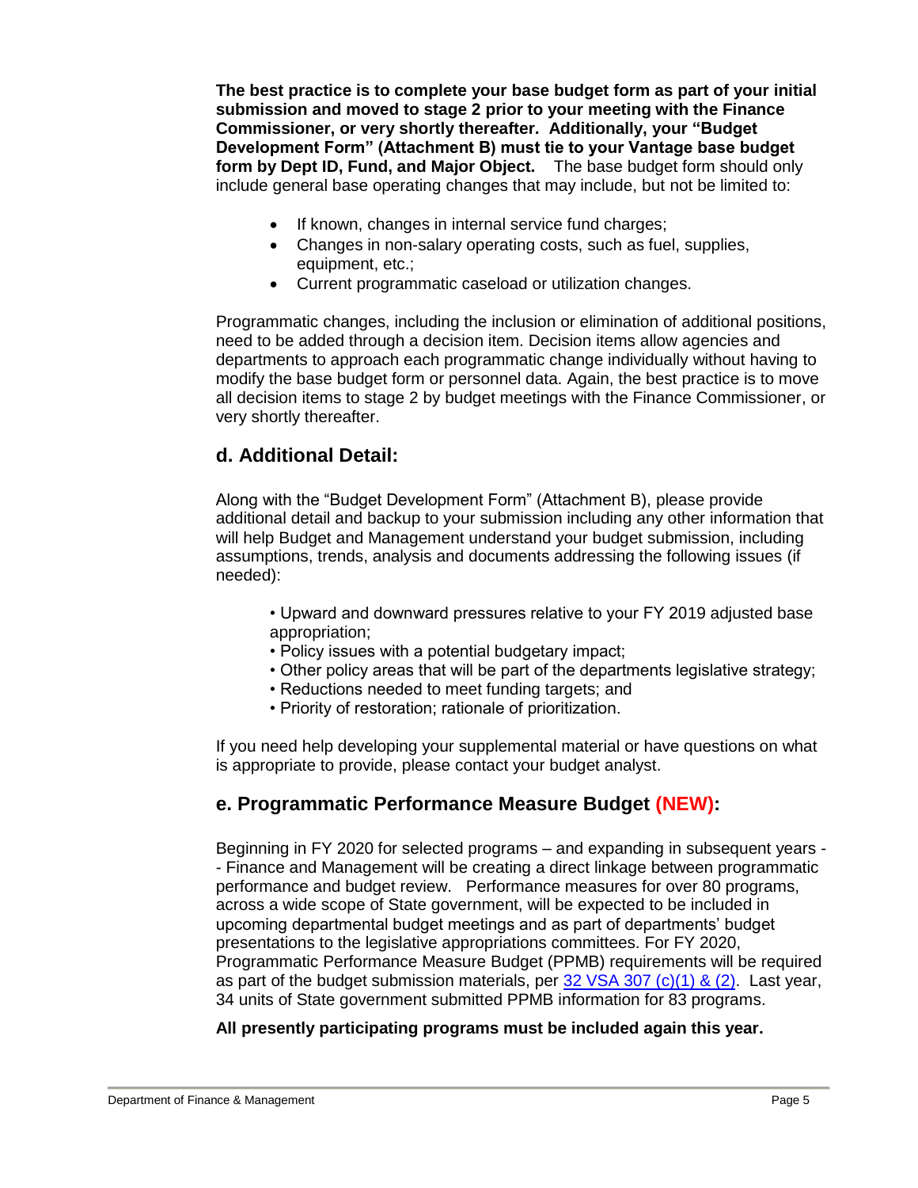**The best practice is to complete your base budget form as part of your initial submission and moved to stage 2 prior to your meeting with the Finance Commissioner, or very shortly thereafter. Additionally, your "Budget Development Form" (Attachment B) must tie to your Vantage base budget form by Dept ID, Fund, and Major Object.** The base budget form should only include general base operating changes that may include, but not be limited to:

- If known, changes in internal service fund charges;
- Changes in non-salary operating costs, such as fuel, supplies, equipment, etc.;
- Current programmatic caseload or utilization changes.

Programmatic changes, including the inclusion or elimination of additional positions, need to be added through a decision item. Decision items allow agencies and departments to approach each programmatic change individually without having to modify the base budget form or personnel data. Again, the best practice is to move all decision items to stage 2 by budget meetings with the Finance Commissioner, or very shortly thereafter.

## d. Additional Detail:

Along with the "Budget Development Form" (Attachment B), please provide additional detail and backup to your submission including any other information that will help Budget and Management understand your budget submission, including assumptions, trends, analysis and documents addressing the following issues (if needed):

- Upward and downward pressures relative to your FY 2019 adjusted base appropriation;
- Policy issues with a potential budgetary impact;
- Other policy areas that will be part of the departments legislative strategy;
- Reductions needed to meet funding targets; and
- Priority of restoration; rationale of prioritization.

If you need help developing your supplemental material or have questions on what is appropriate to provide, please contact your budget analyst.

## e. Programmatic Performance Measure Budget (NEW):

Beginning in FY 2020 for selected programs – and expanding in subsequent years -- Finance and Management will be creating a direct linkage between programmatic performance and budget review. Performance measures for over 80 programs, across a wide scope of State government, will be expected to be included in upcoming departmental budget meetings and as part of departments' budget presentations to the legislative appropriations committees. For FY 2020, Programmatic Performance Measure Budget (PPMB) requirements will be required as part of the budget submission materials, per 32 VSA 307 (c)(1) & (2). Last year, 34 units of State government submitted PPMB information for 83 programs.

**All presently participating programs must be included again this year.**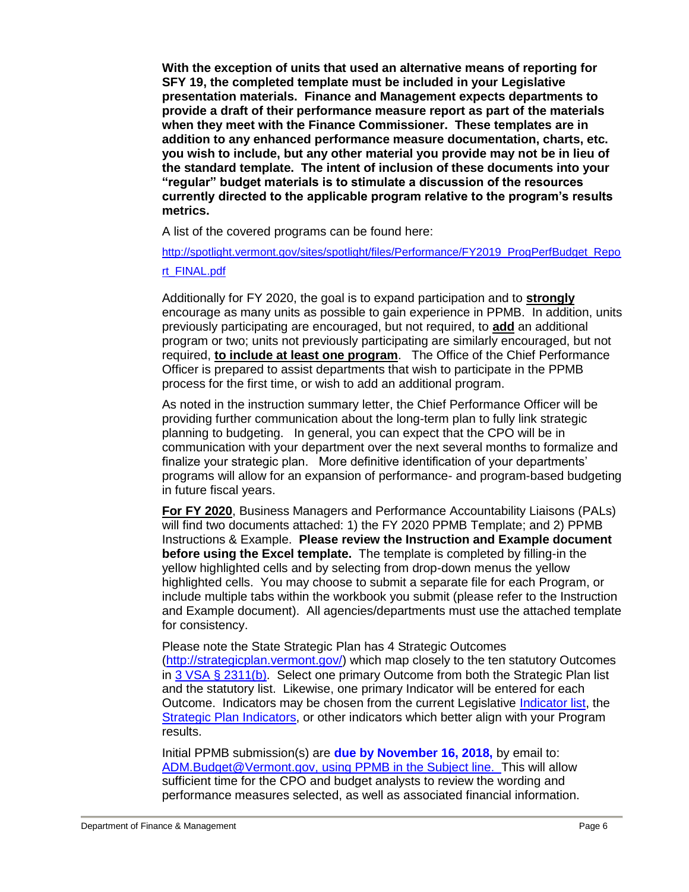**With the exception of units that used an alternative means of reporting for SFY 19, the completed template must be included in your Legislative presentation materials. Finance and Management expects departments to provide a draft of their performance measure report as part of the materials when they meet with the Finance Commissioner. These templates are in addition to any enhanced performance measure documentation, charts, etc. you wish to include, but any other material you provide may not be in lieu of the standard template. The intent of inclusion of these documents into your "regular" budget materials is to stimulate a discussion of the resources currently directed to the applicable program relative to the program's results metrics.**

A list of the covered programs can be found here:

http://spotlight.vermont.gov/sites/spotlight/files/Performance/FY2019_ProgPerfBudget_Report_FINAL.pdf

Additionally for FY 2020, the goal is to expand participation and to **strongly** encourage as many units as possible to gain experience in PPMB. In addition, units previously participating are encouraged, but not required, to **add** an additional program or two; units not previously participating are similarly encouraged, but not required, **to include at least one program**. The Office of the Chief Performance Officer is prepared to assist departments that wish to participate in the PPMB process for the first time, or wish to add an additional program.

As noted in the instruction summary letter, the Chief Performance Officer will be providing further communication about the long-term plan to fully link strategic planning to budgeting. In general, you can expect that the CPO will be in communication with your department over the next several months to formalize and finalize your strategic plan. More definitive identification of your departments' programs will allow for an expansion of performance- and program-based budgeting in future fiscal years.

**For FY 2020**, Business Managers and Performance Accountability Liaisons (PALs) will find two documents attached: 1) the FY 2020 PPMB Template; and 2) PPMB Instructions & Example. **Please review the Instruction and Example document before using the Excel template.** The template is completed by filling-in the yellow highlighted cells and by selecting from drop-down menus the yellow highlighted cells. You may choose to submit a separate file for each Program, or include multiple tabs within the workbook you submit (please refer to the Instruction and Example document). All agencies/departments must use the attached template for consistency.

Please note the State Strategic Plan has 4 Strategic Outcomes (http://strategicplan.vermont.gov/) which map closely to the ten statutory Outcomes in 3 VSA § 2311(b). Select one primary Outcome from both the Strategic Plan list and the statutory list. Likewise, one primary Indicator will be entered for each Outcome. Indicators may be chosen from the current Legislative Indicator list, the Strategic Plan Indicators, or other indicators which better align with your Program results.

Initial PPMB submission(s) are **due by November 16, 2018,** by email to: ADM.Budget@Vermont.gov, using PPMB in the Subject line. This will allow sufficient time for the CPO and budget analysts to review the wording and performance measures selected, as well as associated financial information.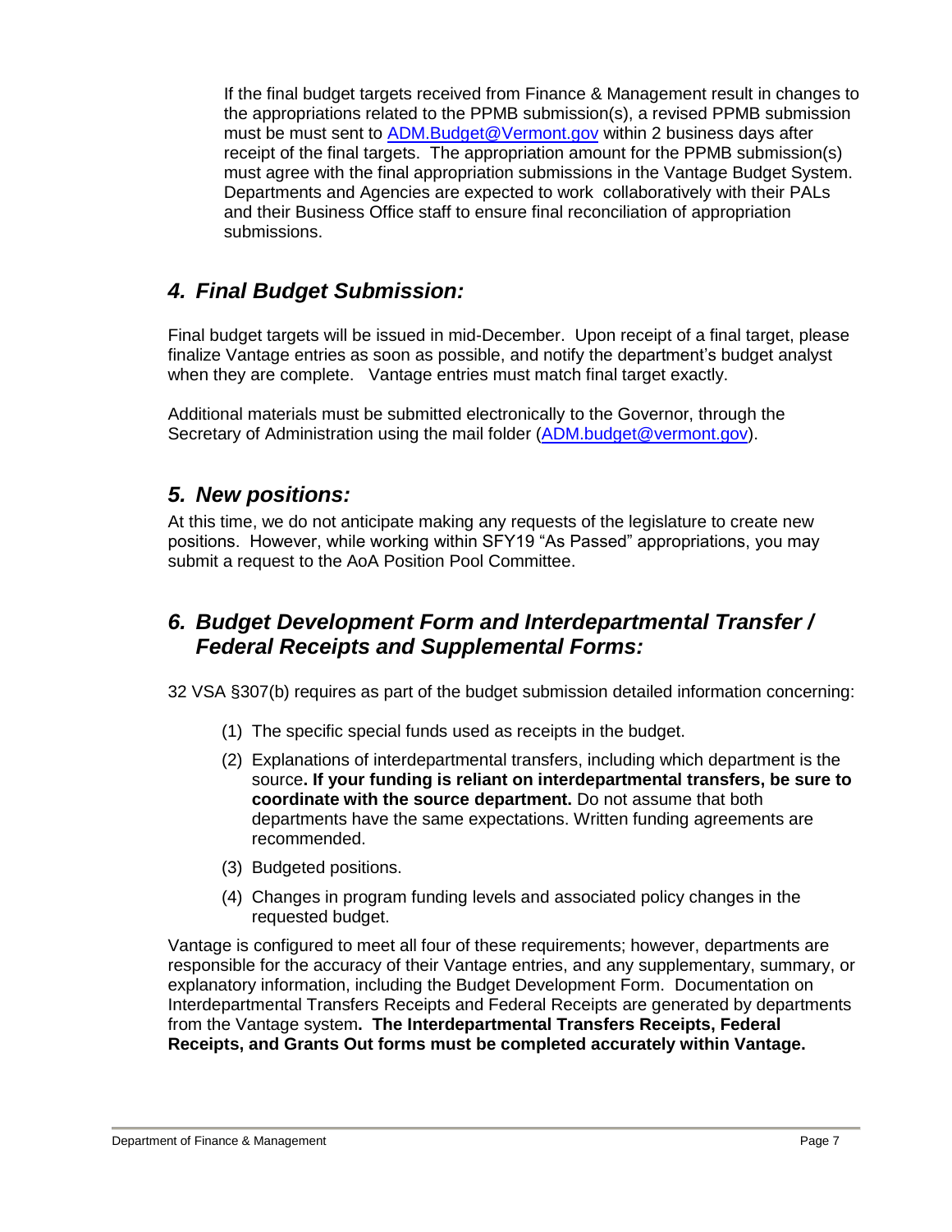If the final budget targets received from Finance & Management result in changes to the appropriations related to the PPMB submission(s), a revised PPMB submission must be must sent to ADM.Budget@Vermont.gov within 2 business days after receipt of the final targets. The appropriation amount for the PPMB submission(s) must agree with the final appropriation submissions in the Vantage Budget System. Departments and Agencies are expected to work collaboratively with their PALs and their Business Office staff to ensure final reconciliation of appropriation submissions.

## *4. Final Budget Submission:*

Final budget targets will be issued in mid-December. Upon receipt of a final target, please finalize Vantage entries as soon as possible, and notify the department's budget analyst when they are complete. Vantage entries must match final target exactly.

Additional materials must be submitted electronically to the Governor, through the Secretary of Administration using the mail folder (ADM.budget@vermont.gov).

## *5. New positions:*

At this time, we do not anticipate making any requests of the legislature to create new positions. However, while working within SFY19 "As Passed" appropriations, you may submit a request to the AoA Position Pool Committee.

## *6. Budget Development Form and Interdepartmental Transfer / Federal Receipts and Supplemental Forms:*

32 VSA §307(b) requires as part of the budget submission detailed information concerning:

(1) The specific special funds used as receipts in the budget.

(2) Explanations of interdepartmental transfers, including which department is the source**. If your funding is reliant on interdepartmental transfers, be sure to coordinate with the source department.** Do not assume that both departments have the same expectations. Written funding agreements are recommended.

(3) Budgeted positions.

(4) Changes in program funding levels and associated policy changes in the requested budget.

Vantage is configured to meet all four of these requirements; however, departments are responsible for the accuracy of their Vantage entries, and any supplementary, summary, or explanatory information, including the Budget Development Form. Documentation on Interdepartmental Transfers Receipts and Federal Receipts are generated by departments from the Vantage system**. The Interdepartmental Transfers Receipts, Federal Receipts, and Grants Out forms must be completed accurately within Vantage.**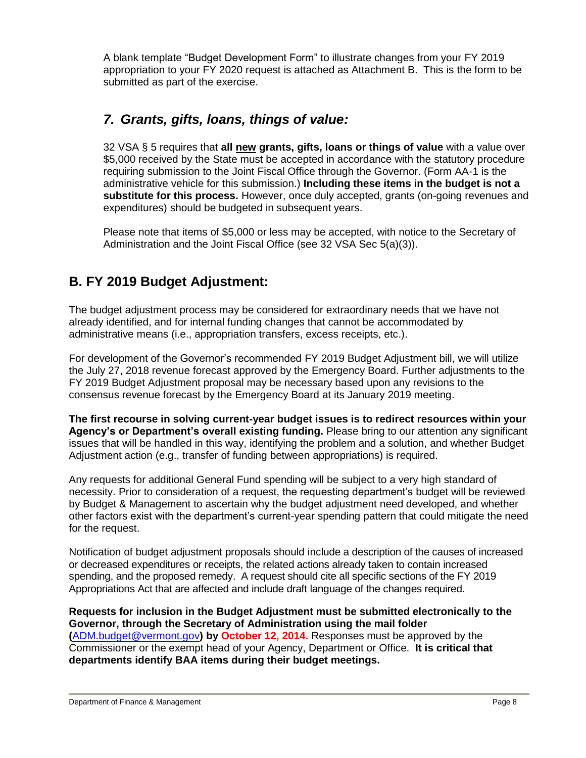A blank template "Budget Development Form" to illustrate changes from your FY 2019 appropriation to your FY 2020 request is attached as Attachment B. This is the form to be submitted as part of the exercise.

### *7. Grants, gifts, loans, things of value:*

32 VSA § 5 requires that **all <u>new</u> grants, gifts, loans or things of value** with a value over $5,000 received by the State must be accepted in accordance with the statutory procedure requiring submission to the Joint Fiscal Office through the Governor. (Form AA-1 is the administrative vehicle for this submission.) **Including these items in the budget is not a substitute for this process.** However, once duly accepted, grants (on-going revenues and expenditures) should be budgeted in subsequent years.

Please note that items of $5,000 or less may be accepted, with notice to the Secretary of Administration and the Joint Fiscal Office (see 32 VSA Sec 5(a)(3)).

## B. FY 2019 Budget Adjustment:

The budget adjustment process may be considered for extraordinary needs that we have not already identified, and for internal funding changes that cannot be accommodated by administrative means (i.e., appropriation transfers, excess receipts, etc.).

For development of the Governor's recommended FY 2019 Budget Adjustment bill, we will utilize the July 27, 2018 revenue forecast approved by the Emergency Board. Further adjustments to the FY 2019 Budget Adjustment proposal may be necessary based upon any revisions to the consensus revenue forecast by the Emergency Board at its January 2019 meeting.

**The first recourse in solving current-year budget issues is to redirect resources within your Agency's or Department's overall existing funding.** Please bring to our attention any significant issues that will be handled in this way, identifying the problem and a solution, and whether Budget Adjustment action (e.g., transfer of funding between appropriations) is required.

Any requests for additional General Fund spending will be subject to a very high standard of necessity. Prior to consideration of a request, the requesting department's budget will be reviewed by Budget & Management to ascertain why the budget adjustment need developed, and whether other factors exist with the department's current-year spending pattern that could mitigate the need for the request.

Notification of budget adjustment proposals should include a description of the causes of increased or decreased expenditures or receipts, the related actions already taken to contain increased spending, and the proposed remedy. A request should cite all specific sections of the FY 2019 Appropriations Act that are affected and include draft language of the changes required.

**Requests for inclusion in the Budget Adjustment must be submitted electronically to the Governor, through the Secretary of Administration using the mail folder (ADM.budget@vermont.gov) by October 12, 2014.** Responses must be approved by the Commissioner or the exempt head of your Agency, Department or Office. **It is critical that departments identify BAA items during their budget meetings.**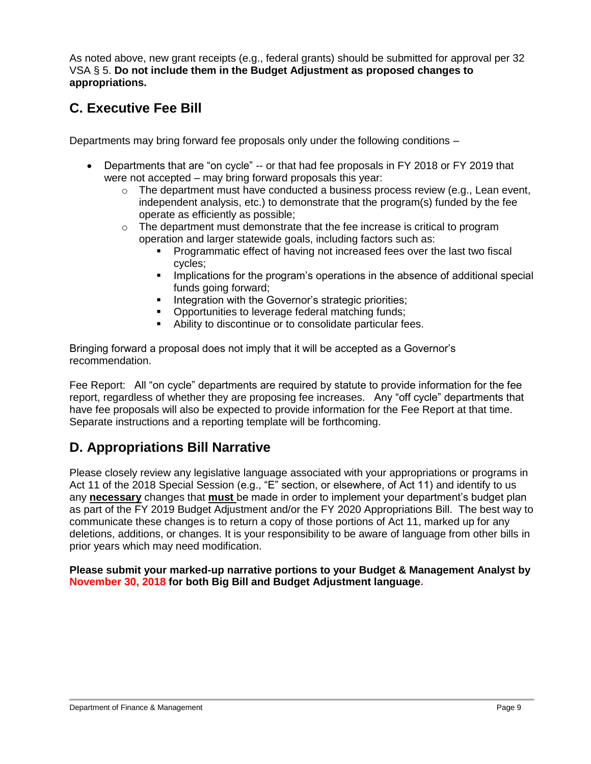As noted above, new grant receipts (e.g., federal grants) should be submitted for approval per 32 VSA § 5. **Do not include them in the Budget Adjustment as proposed changes to appropriations.**

## C. Executive Fee Bill

Departments may bring forward fee proposals only under the following conditions –

- Departments that are "on cycle" -- or that had fee proposals in FY 2018 or FY 2019 that were not accepted – may bring forward proposals this year:
  - The department must have conducted a business process review (e.g., Lean event, independent analysis, etc.) to demonstrate that the program(s) funded by the fee operate as efficiently as possible;
  - The department must demonstrate that the fee increase is critical to program operation and larger statewide goals, including factors such as:
    - Programmatic effect of having not increased fees over the last two fiscal cycles;
    - Implications for the program's operations in the absence of additional special funds going forward;
    - Integration with the Governor's strategic priorities;
    - Opportunities to leverage federal matching funds;
    - Ability to discontinue or to consolidate particular fees.

Bringing forward a proposal does not imply that it will be accepted as a Governor's recommendation.

Fee Report: All "on cycle" departments are required by statute to provide information for the fee report, regardless of whether they are proposing fee increases. Any "off cycle" departments that have fee proposals will also be expected to provide information for the Fee Report at that time. Separate instructions and a reporting template will be forthcoming.

## D. Appropriations Bill Narrative

Please closely review any legislative language associated with your appropriations or programs in Act 11 of the 2018 Special Session (e.g., "E" section, or elsewhere, of Act 11) and identify to us any **necessary** changes that **must** be made in order to implement your department's budget plan as part of the FY 2019 Budget Adjustment and/or the FY 2020 Appropriations Bill. The best way to communicate these changes is to return a copy of those portions of Act 11, marked up for any deletions, additions, or changes. It is your responsibility to be aware of language from other bills in prior years which may need modification.

**Please submit your marked-up narrative portions to your Budget & Management Analyst by November 30, 2018 for both Big Bill and Budget Adjustment language.**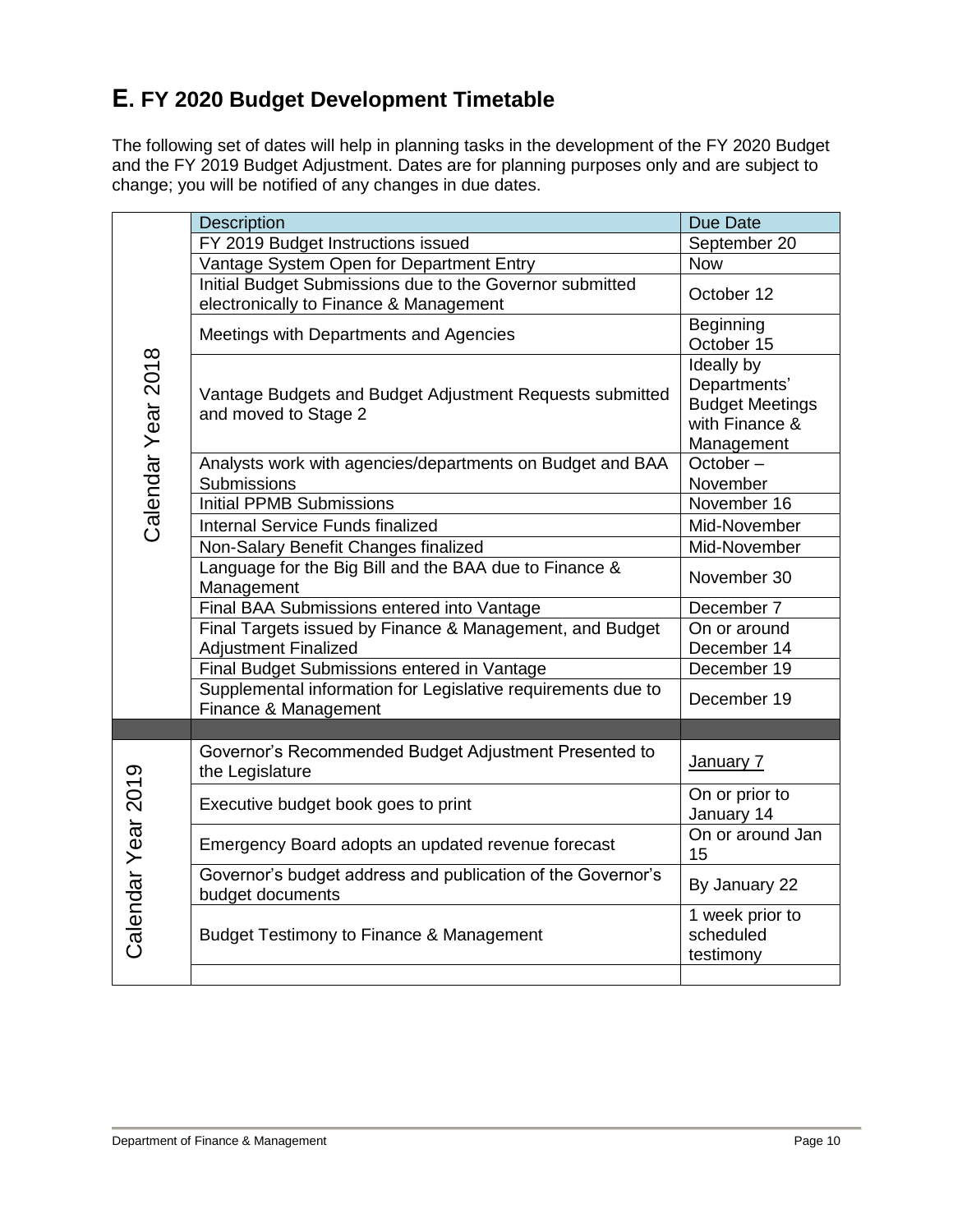## E. FY 2020 Budget Development Timetable

The following set of dates will help in planning tasks in the development of the FY 2020 Budget and the FY 2019 Budget Adjustment. Dates are for planning purposes only and are subject to change; you will be notified of any changes in due dates.

| | Description | Due Date |
|---|---|---|
| Calendar Year 2018 | FY 2019 Budget Instructions issued | September 20 |
| | Vantage System Open for Department Entry | Now |
| | Initial Budget Submissions due to the Governor submitted electronically to Finance & Management | October 12 |
| | Meetings with Departments and Agencies | Beginning October 15 |
| | Vantage Budgets and Budget Adjustment Requests submitted and moved to Stage 2 | Ideally by Departments' Budget Meetings with Finance & Management |
| | Analysts work with agencies/departments on Budget and BAA Submissions | October – November |
| | Initial PPMB Submissions | November 16 |
| | Internal Service Funds finalized | Mid-November |
| | Non-Salary Benefit Changes finalized | Mid-November |
| | Language for the Big Bill and the BAA due to Finance & Management | November 30 |
| | Final BAA Submissions entered into Vantage | December 7 |
| | Final Targets issued by Finance & Management, and Budget Adjustment Finalized | On or around December 14 |
| | Final Budget Submissions entered in Vantage | December 19 |
| | Supplemental information for Legislative requirements due to Finance & Management | December 19 |
| | | |
| Calendar Year 2019 | Governor's Recommended Budget Adjustment Presented to the Legislature | January 7 |
| | Executive budget book goes to print | On or prior to January 14 |
| | Emergency Board adopts an updated revenue forecast | On or around Jan 15 |
| | Governor's budget address and publication of the Governor's budget documents | By January 22 |
| | Budget Testimony to Finance & Management | 1 week prior to scheduled testimony |
| | | |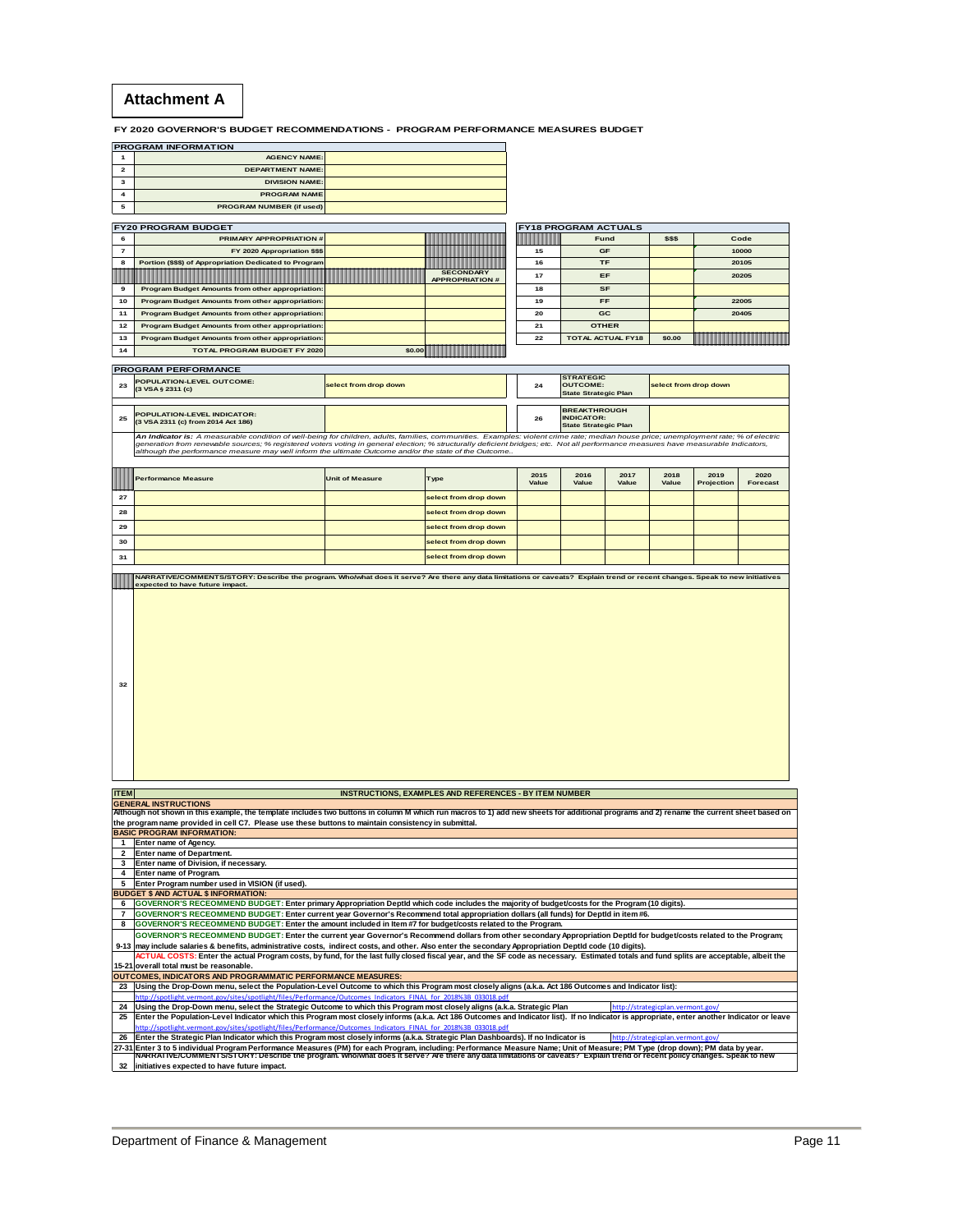# Attachment A

**FY 2020 GOVERNOR'S BUDGET RECOMMENDATIONS - PROGRAM PERFORMANCE MEASURES BUDGET**

| PROGRAM INFORMATION | | |
|---|---|---|
| 1 | AGENCY NAME: | |
| 2 | DEPARTMENT NAME: | |
| 3 | DIVISION NAME: | |
| 4 | PROGRAM NAME | |
| 5 | PROGRAM NUMBER (if used) | |

| FY20 PROGRAM BUDGET | | | |
|---|---|---|---|
| 6 | PRIMARY APPROPRIATION # | | |
| 7 | FY 2020 Appropriation $$$ | | |
| 8 | Portion ($$$) of Appropriation Dedicated to Program | | |
| | | | SECONDARY APPROPRIATION # |
| 9 | Program Budget Amounts from other appropriation: | | |
| 10 | Program Budget Amounts from other appropriation: | | |
| 11 | Program Budget Amounts from other appropriation: | | |
| 12 | Program Budget Amounts from other appropriation: | | |
| 13 | Program Budget Amounts from other appropriation: | | |
| 14 | TOTAL PROGRAM BUDGET FY 2020 | $0.00 | |

| FY18 PROGRAM ACTUALS | | | |
|---|---|---|---|
| | Fund | $$$ | Code |
| 15 | GF | | 10000 |
| 16 | TF | | 20105 |
| 17 | EF | | 20205 |
| 18 | SF | | |
| 19 | FF | | 22005 |
| 20 | GC | | 20405 |
| 21 | OTHER | | |
| 22 | TOTAL ACTUAL FY18 | $0.00 | |

| PROGRAM PERFORMANCE | | | | |
|---|---|---|---|---|
| 23 | POPULATION-LEVEL OUTCOME: (3 VSA § 2311 (c) | select from drop down | 24 | STRATEGIC OUTCOME: State Strategic Plan — select from drop down |
| 25 | POPULATION-LEVEL INDICATOR: (3 VSA 2311 (c) from 2014 Act 186) | | 26 | BREAKTHROUGH INDICATOR: State Strategic Plan |

*An Indicator is: A measurable condition of well-being for children, adults, families, communities. Examples: violent crime rate; median house price; unemployment rate; % of electric generation from renewable sources; % registered voters voting in general election; % structurally deficient bridges; etc. Not all performance measures have measurable Indicators, although the performance measure may well inform the ultimate Outcome and/or the state of the Outcome..*

| | Performance Measure | Unit of Measure | Type | 2015 Value | 2016 Value | 2017 Value | 2018 Value | 2019 Projection | 2020 Forecast |
|---|---|---|---|---|---|---|---|---|---|
| 27 | | | select from drop down | | | | | | |
| 28 | | | select from drop down | | | | | | |
| 29 | | | select from drop down | | | | | | |
| 30 | | | select from drop down | | | | | | |
| 31 | | | select from drop down | | | | | | |

**NARRATIVE/COMMENTS/STORY: Describe the program. Who/what does it serve? Are there any data limitations or caveats? Explain trend or recent changes. Speak to new initiatives expected to have future impact.**

32

| ITEM | INSTRUCTIONS, EXAMPLES AND REFERENCES - BY ITEM NUMBER |
|---|---|
| **GENERAL INSTRUCTIONS** | |
| | Although not shown in this example, the template includes two buttons in column M which run macros to 1) add new sheets for additional programs and 2) rename the current sheet based on the program name provided in cell C7. Please use these buttons to maintain consistency in submittal. |
| **BASIC PROGRAM INFORMATION:** | |
| 1 | Enter name of Agency. |
| 2 | Enter name of Department. |
| 3 | Enter name of Division, if necessary. |
| 4 | Enter name of Program. |
| 5 | Enter Program number used in VISION (if used). |
| **BUDGET $ AND ACTUAL $ INFORMATION:** | |
| 6 | GOVERNOR'S RECEOMMEND BUDGET: Enter primary Appropriation DeptId which code includes the majority of budget/costs for the Program (10 digits). |
| 7 | GOVERNOR'S RECEOMMEND BUDGET: Enter current year Governor's Recommend total appropriation dollars (all funds) for DeptId in item #6. |
| 8 | GOVERNOR'S RECEOMMEND BUDGET: Enter the amount included in Item #7 for budget/costs related to the Program. |
| 9-13 | GOVERNOR'S RECEOMMEND BUDGET: Enter the current year Governor's Recommend dollars from other secondary Appropriation DeptId for budget/costs related to the Program; may include salaries & benefits, administrative costs, indirect costs, and other. Also enter the secondary Appropriation DeptId code (10 digits). |
| 15-21 | ACTUAL COSTS: Enter the actual Program costs, by fund, for the last fully closed fiscal year, and the SF code as necessary. Estimated totals and fund splits are acceptable, albeit the overall total must be reasonable. |
| **OUTCOMES, INDICATORS AND PROGRAMMATIC PERFORMANCE MEASURES:** | |
| 23 | Using the Drop-Down menu, select the Population-Level Outcome to which this Program most closely aligns (a.k.a. Act 186 Outcomes and Indicator list): http://spotlight.vermont.gov/sites/spotlight/files/Performance/Outcomes_Indicators_FINAL_for_2018%3B_033018.pdf |
| 24 | Using the Drop-Down menu, select the Strategic Outcome to which this Program most closely aligns (a.k.a. Strategic Plan http://strategicplan.vermont.gov/ |
| 25 | Enter the Population-Level Indicator which this Program most closely informs (a.k.a. Act 186 Outcomes and Indicator list). If no Indicator is appropriate, enter another Indicator or leave http://spotlight.vermont.gov/sites/spotlight/files/Performance/Outcomes_Indicators_FINAL_for_2018%3B_033018.pdf |
| 26 | Enter the Strategic Plan Indicator which this Program most closely informs (a.k.a. Strategic Plan Dashboards). If no Indicator is http://strategicplan.vermont.gov/ |
| 27-31 | Enter 3 to 5 individual Program Performance Measures (PM) for each Program, including: Performance Measure Name; Unit of Measure; PM Type (drop down); PM data by year. |
| 32 | NARRATIVE/COMMENTS/STORY: Describe the program. Who/what does it serve? Are there any data limitations or caveats? Explain trend or recent policy changes. Speak to new initiatives expected to have future impact. |

Department of Finance & Management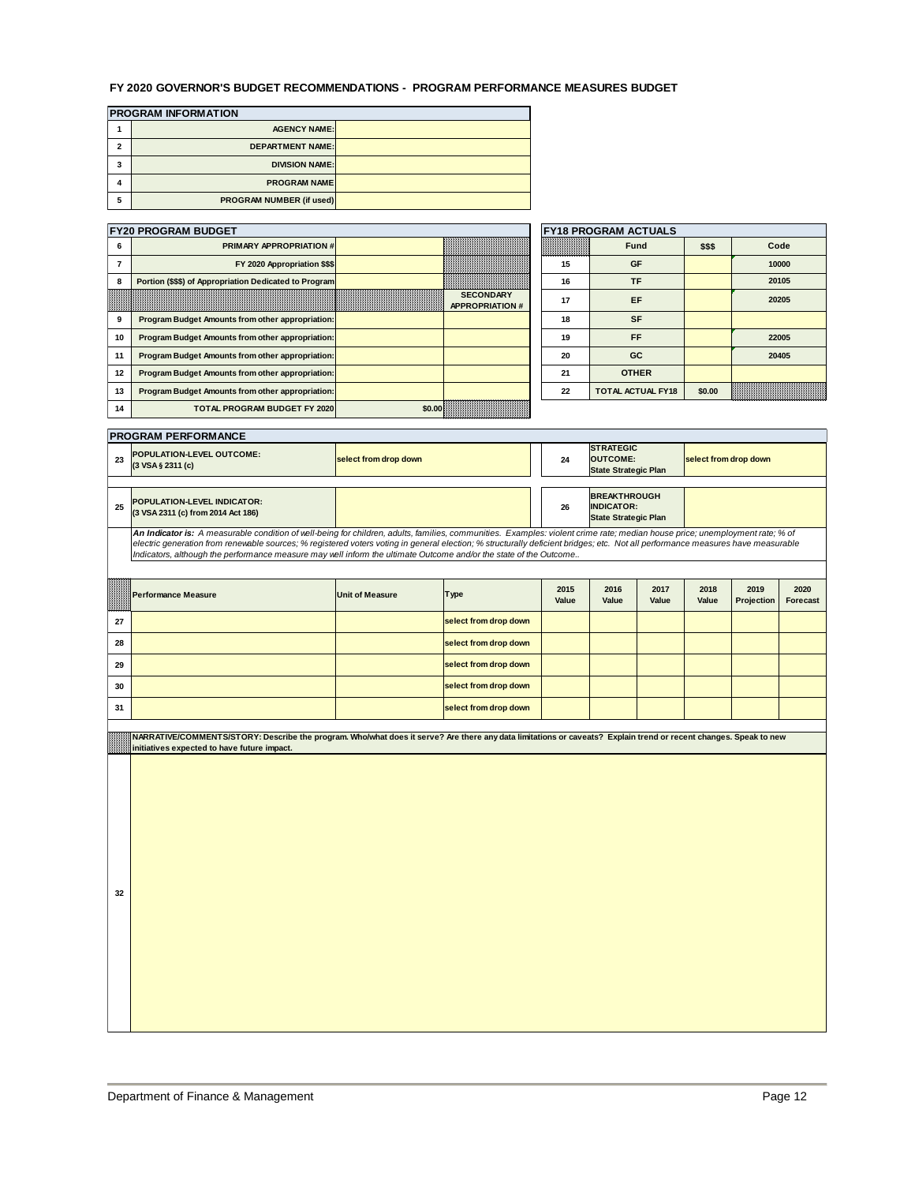# FY 2020 GOVERNOR'S BUDGET RECOMMENDATIONS - PROGRAM PERFORMANCE MEASURES BUDGET

## PROGRAM INFORMATION

| # | Field | Value |
|---|---|---|
| 1 | AGENCY NAME: | |
| 2 | DEPARTMENT NAME: | |
| 3 | DIVISION NAME: | |
| 4 | PROGRAM NAME | |
| 5 | PROGRAM NUMBER (if used) | |

## FY20 PROGRAM BUDGET

| # | Item | Amount | |
|---|---|---|---|
| 6 | PRIMARY APPROPRIATION # | | |
| 7 | FY 2020 Appropriation $$$ | | |
| 8 | Portion ($$$) of Appropriation Dedicated to Program | | |
| | | | SECONDARY APPROPRIATION # |
| 9 | Program Budget Amounts from other appropriation: | | |
| 10 | Program Budget Amounts from other appropriation: | | |
| 11 | Program Budget Amounts from other appropriation: | | |
| 12 | Program Budget Amounts from other appropriation: | | |
| 13 | Program Budget Amounts from other appropriation: | | |
| 14 | TOTAL PROGRAM BUDGET FY 2020 | $0.00 | |

## FY18 PROGRAM ACTUALS

| # | Fund | $$$ | Code |
|---|---|---|---|
| 15 | GF | | 10000 |
| 16 | TF | | 20105 |
| 17 | EF | | 20205 |
| 18 | SF | | |
| 19 | FF | | 22005 |
| 20 | GC | | 20405 |
| 21 | OTHER | | |
| 22 | TOTAL ACTUAL FY18 | $0.00 | |

## PROGRAM PERFORMANCE

| # | Field | Value | # | Field | Value |
|---|---|---|---|---|---|
| 23 | POPULATION-LEVEL OUTCOME: (3 VSA § 2311 (c) | select from drop down | 24 | STRATEGIC OUTCOME: State Strategic Plan | select from drop down |
| 25 | POPULATION-LEVEL INDICATOR: (3 VSA 2311 (c) from 2014 Act 186) | | 26 | BREAKTHROUGH INDICATOR: State Strategic Plan | |

*An Indicator is: A measurable condition of well-being for children, adults, families, communities. Examples: violent crime rate; median house price; unemployment rate; % of electric generation from renewable sources; % registered voters voting in general election; % structurally deficient bridges; etc. Not all performance measures have measurable Indicators, although the performance measure may well inform the ultimate Outcome and/or the state of the Outcome..*

| # | Performance Measure | Unit of Measure | Type | 2015 Value | 2016 Value | 2017 Value | 2018 Value | 2019 Projection | 2020 Forecast |
|---|---|---|---|---|---|---|---|---|---|
| 27 | | | select from drop down | | | | | | |
| 28 | | | select from drop down | | | | | | |
| 29 | | | select from drop down | | | | | | |
| 30 | | | select from drop down | | | | | | |
| 31 | | | select from drop down | | | | | | |

**NARRATIVE/COMMENTS/STORY: Describe the program. Who/what does it serve? Are there any data limitations or caveats? Explain trend or recent changes. Speak to new initiatives expected to have future impact.**

32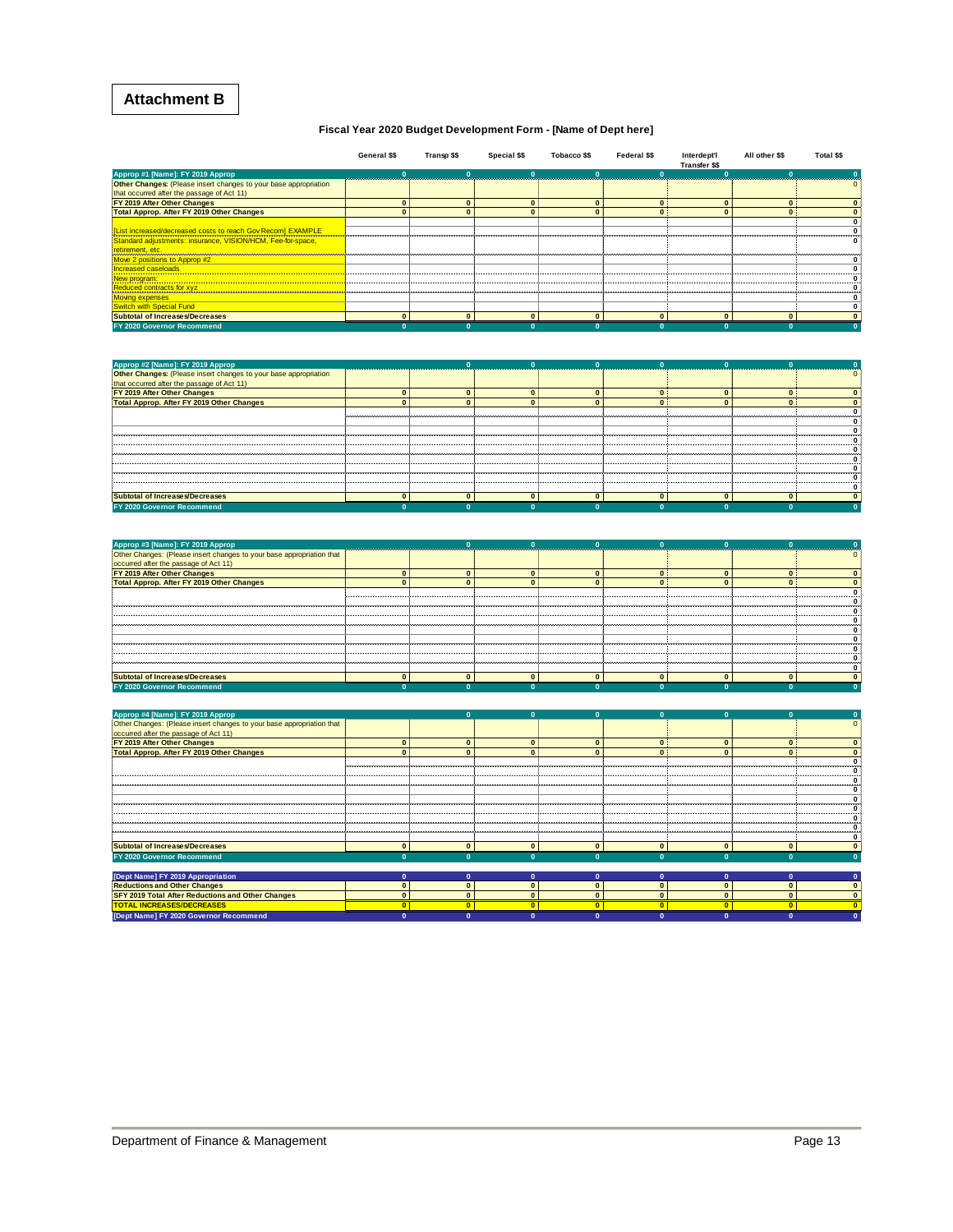# Attachment B

## Fiscal Year 2020 Budget Development Form - [Name of Dept here]

| | General $$ | Transp $$ | Special $$ | Tobacco $$ | Federal $$ | Interdept'l Transfer $$ | All other $$ | Total $$ |
|---|---|---|---|---|---|---|---|---|
| **Approp #1 [Name]: FY 2019 Approp** | 0 | 0 | 0 | 0 | 0 | 0 | 0 | 0 |
| **Other Changes:** (Please insert changes to your base appropriation that occurred after the passage of Act 11) | | | | | | | | 0 |
| **FY 2019 After Other Changes** | 0 | 0 | 0 | 0 | 0 | 0 | 0 | 0 |
| **Total Approp. After FY 2019 Other Changes** | 0 | 0 | 0 | 0 | 0 | 0 | 0 | 0 |
| | | | | | | | | 0 |
| [List increased/decreased costs to reach Gov Recom] EXAMPLE | | | | | | | | 0 |
| Standard adjustments: insurance, VISION/HCM, Fee-for-space, retirement, etc. | | | | | | | | 0 |
| Move 2 positions to Approp #2 | | | | | | | | 0 |
| Increased caseloads | | | | | | | | 0 |
| New program: | | | | | | | | 0 |
| Reduced contracts for xyz | | | | | | | | 0 |
| Moving expenses | | | | | | | | 0 |
| Switch with Special Fund | | | | | | | | 0 |
| **Subtotal of Increases/Decreases** | 0 | 0 | 0 | 0 | 0 | 0 | 0 | 0 |
| **FY 2020 Governor Recommend** | 0 | 0 | 0 | 0 | 0 | 0 | 0 | 0 |

| | General $$ | Transp $$ | Special $$ | Tobacco $$ | Federal $$ | Interdept'l Transfer $$ | All other $$ | Total $$ |
|---|---|---|---|---|---|---|---|---|
| **Approp #2 [Name]: FY 2019 Approp** | 0 | 0 | 0 | 0 | 0 | 0 | 0 | 0 |
| **Other Changes:** (Please insert changes to your base appropriation that occurred after the passage of Act 11) | | | | | | | | 0 |
| **FY 2019 After Other Changes** | 0 | 0 | 0 | 0 | 0 | 0 | 0 | 0 |
| **Total Approp. After FY 2019 Other Changes** | 0 | 0 | 0 | 0 | 0 | 0 | 0 | 0 |
| | | | | | | | | 0 |
| | | | | | | | | 0 |
| | | | | | | | | 0 |
| | | | | | | | | 0 |
| | | | | | | | | 0 |
| | | | | | | | | 0 |
| | | | | | | | | 0 |
| | | | | | | | | 0 |
| | | | | | | | | 0 |
| **Subtotal of Increases/Decreases** | 0 | 0 | 0 | 0 | 0 | 0 | 0 | 0 |
| **FY 2020 Governor Recommend** | 0 | 0 | 0 | 0 | 0 | 0 | 0 | 0 |

| | General $$ | Transp $$ | Special $$ | Tobacco $$ | Federal $$ | Interdept'l Transfer $$ | All other $$ | Total $$ |
|---|---|---|---|---|---|---|---|---|
| **Approp #3 [Name]: FY 2019 Approp** | 0 | 0 | 0 | 0 | 0 | 0 | 0 | 0 |
| Other Changes: (Please insert changes to your base appropriation that occurred after the passage of Act 11) | | | | | | | | 0 |
| **FY 2019 After Other Changes** | 0 | 0 | 0 | 0 | 0 | 0 | 0 | 0 |
| **Total Approp. After FY 2019 Other Changes** | 0 | 0 | 0 | 0 | 0 | 0 | 0 | 0 |
| | | | | | | | | 0 |
| | | | | | | | | 0 |
| | | | | | | | | 0 |
| | | | | | | | | 0 |
| | | | | | | | | 0 |
| | | | | | | | | 0 |
| | | | | | | | | 0 |
| | | | | | | | | 0 |
| | | | | | | | | 0 |
| **Subtotal of Increases/Decreases** | 0 | 0 | 0 | 0 | 0 | 0 | 0 | 0 |
| **FY 2020 Governor Recommend** | 0 | 0 | 0 | 0 | 0 | 0 | 0 | 0 |

| | General $$ | Transp $$ | Special $$ | Tobacco $$ | Federal $$ | Interdept'l Transfer $$ | All other $$ | Total $$ |
|---|---|---|---|---|---|---|---|---|
| **Approp #4 [Name]: FY 2019 Approp** | 0 | 0 | 0 | 0 | 0 | 0 | 0 | 0 |
| Other Changes: (Please insert changes to your base appropriation that occurred after the passage of Act 11) | | | | | | | | 0 |
| **FY 2019 After Other Changes** | 0 | 0 | 0 | 0 | 0 | 0 | 0 | 0 |
| **Total Approp. After FY 2019 Other Changes** | 0 | 0 | 0 | 0 | 0 | 0 | 0 | 0 |
| | | | | | | | | 0 |
| | | | | | | | | 0 |
| | | | | | | | | 0 |
| | | | | | | | | 0 |
| | | | | | | | | 0 |
| | | | | | | | | 0 |
| | | | | | | | | 0 |
| | | | | | | | | 0 |
| | | | | | | | | 0 |
| **Subtotal of Increases/Decreases** | 0 | 0 | 0 | 0 | 0 | 0 | 0 | 0 |
| **FY 2020 Governor Recommend** | 0 | 0 | 0 | 0 | 0 | 0 | 0 | 0 |

| | General $$ | Transp $$ | Special $$ | Tobacco $$ | Federal $$ | Interdept'l Transfer $$ | All other $$ | Total $$ |
|---|---|---|---|---|---|---|---|---|
| **[Dept Name] FY 2019 Appropriation** | 0 | 0 | 0 | 0 | 0 | 0 | 0 | 0 |
| **Reductions and Other Changes** | 0 | 0 | 0 | 0 | 0 | 0 | 0 | 0 |
| **SFY 2019 Total After Reductions and Other Changes** | 0 | 0 | 0 | 0 | 0 | 0 | 0 | 0 |
| **TOTAL INCREASES/DECREASES** | 0 | 0 | 0 | 0 | 0 | 0 | 0 | 0 |
| **[Dept Name] FY 2020 Governor Recommend** | 0 | 0 | 0 | 0 | 0 | 0 | 0 | 0 |

Department of Finance & Management